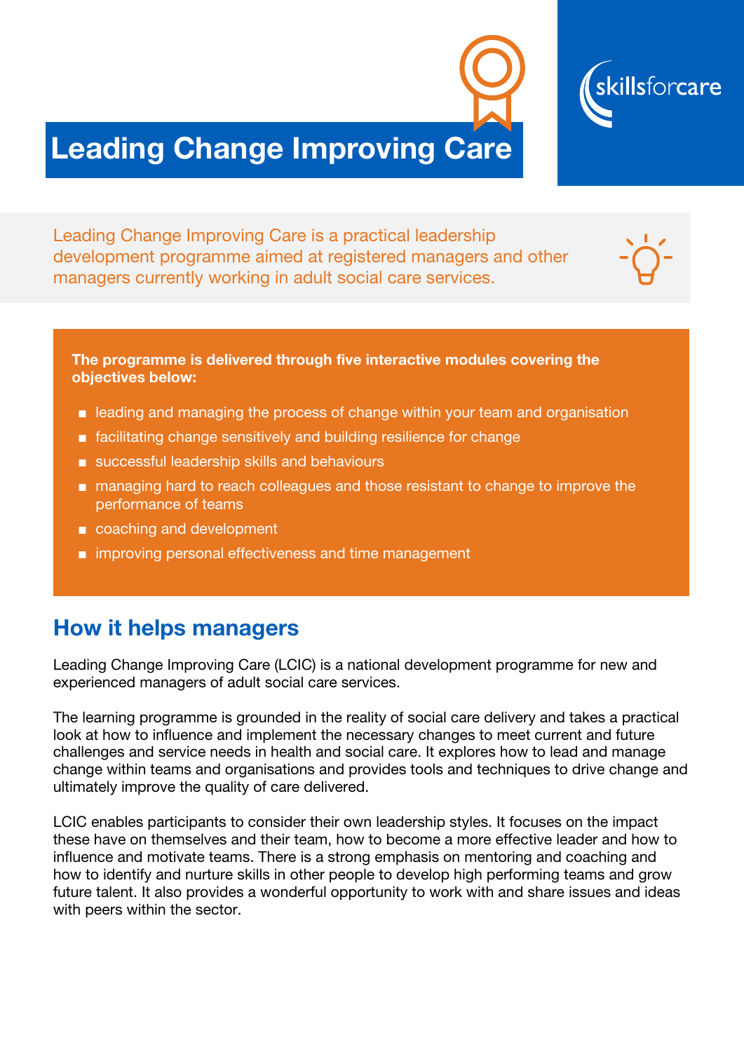skillsforcare

# Leading Change Improving Care

Leading Change Improving Care is a practical leadership development programme aimed at registered managers and other managers currently working in adult social care services.

**The programme is delivered through five interactive modules covering the objectives below:**

- leading and managing the process of change within your team and organisation
- facilitating change sensitively and building resilience for change
- successful leadership skills and behaviours
- managing hard to reach colleagues and those resistant to change to improve the performance of teams
- coaching and development
- improving personal effectiveness and time management

## How it helps managers

Leading Change Improving Care (LCIC) is a national development programme for new and experienced managers of adult social care services.

The learning programme is grounded in the reality of social care delivery and takes a practical look at how to influence and implement the necessary changes to meet current and future challenges and service needs in health and social care. It explores how to lead and manage change within teams and organisations and provides tools and techniques to drive change and ultimately improve the quality of care delivered.

LCIC enables participants to consider their own leadership styles. It focuses on the impact these have on themselves and their team, how to become a more effective leader and how to influence and motivate teams. There is a strong emphasis on mentoring and coaching and how to identify and nurture skills in other people to develop high performing teams and grow future talent. It also provides a wonderful opportunity to work with and share issues and ideas with peers within the sector.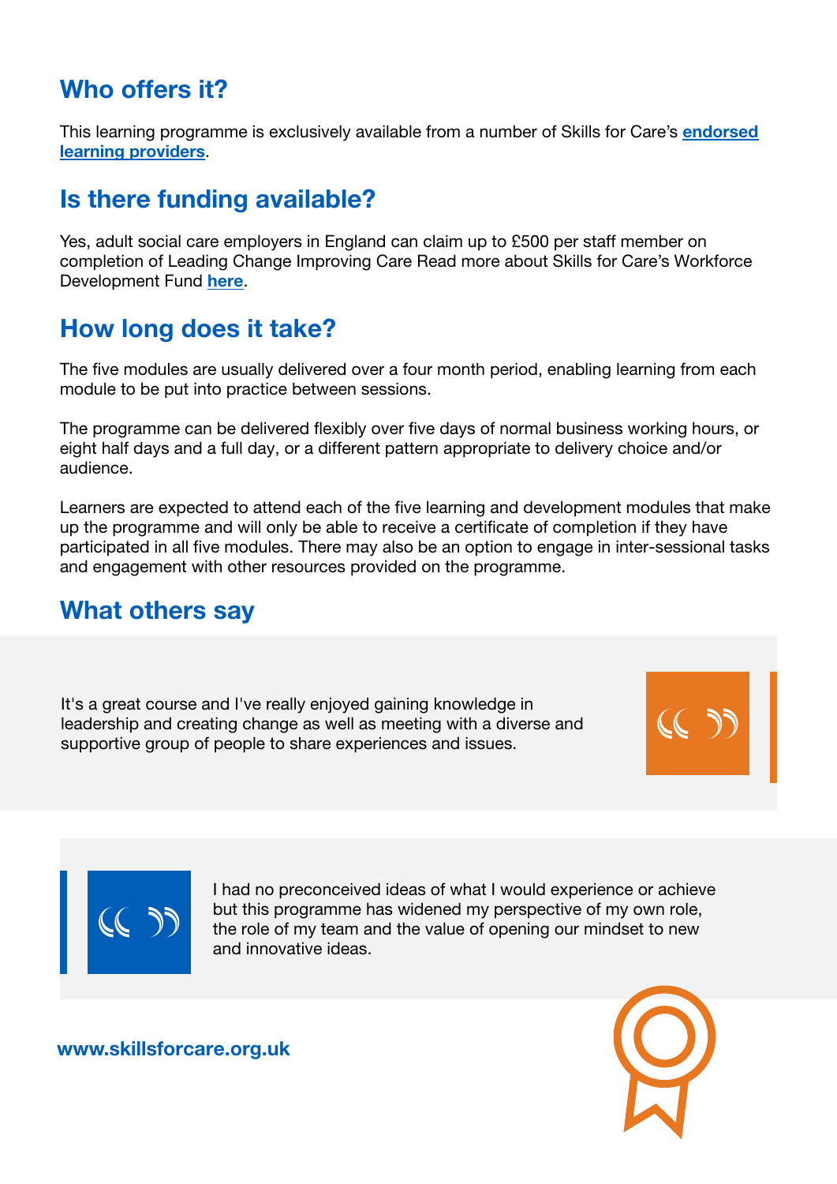## Who offers it?

This learning programme is exclusively available from a number of Skills for Care's **endorsed learning providers**.

## Is there funding available?

Yes, adult social care employers in England can claim up to £500 per staff member on completion of Leading Change Improving Care Read more about Skills for Care's Workforce Development Fund **here**.

## How long does it take?

The five modules are usually delivered over a four month period, enabling learning from each module to be put into practice between sessions.

The programme can be delivered flexibly over five days of normal business working hours, or eight half days and a full day, or a different pattern appropriate to delivery choice and/or audience.

Learners are expected to attend each of the five learning and development modules that make up the programme and will only be able to receive a certificate of completion if they have participated in all five modules. There may also be an option to engage in inter-sessional tasks and engagement with other resources provided on the programme.

## What others say

It's a great course and I've really enjoyed gaining knowledge in leadership and creating change as well as meeting with a diverse and supportive group of people to share experiences and issues.

I had no preconceived ideas of what I would experience or achieve but this programme has widened my perspective of my own role, the role of my team and the value of opening our mindset to new and innovative ideas.

**www.skillsforcare.org.uk**